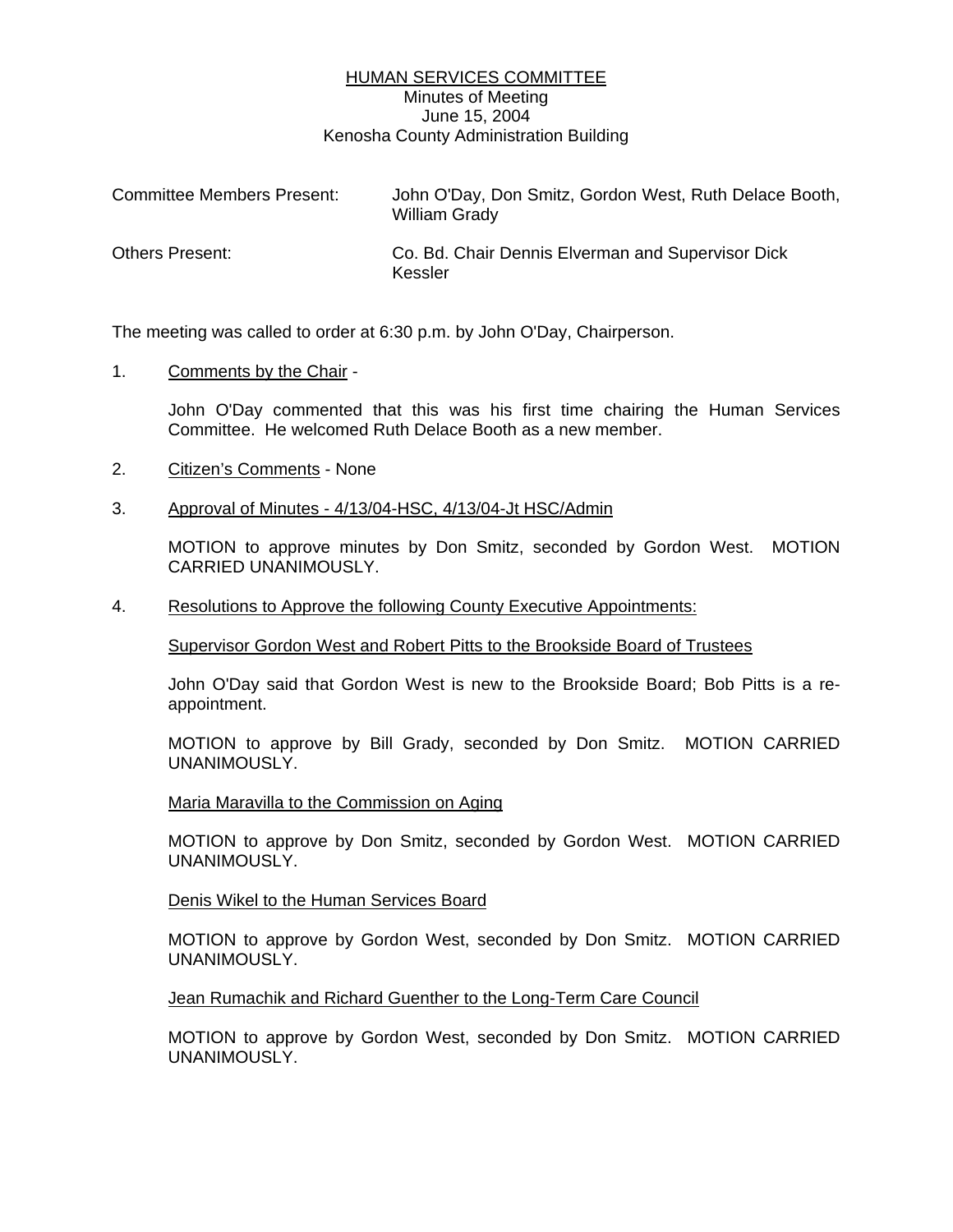# HUMAN SERVICES COMMITTEE

Minutes of Meeting
June 15, 2004
Kenosha County Administration Building

Committee Members Present: John O'Day, Don Smitz, Gordon West, Ruth Delace Booth, William Grady

Others Present: Co. Bd. Chair Dennis Elverman and Supervisor Dick Kessler

The meeting was called to order at 6:30 p.m. by John O'Day, Chairperson.

1. Comments by the Chair -

   John O'Day commented that this was his first time chairing the Human Services Committee. He welcomed Ruth Delace Booth as a new member.

2. Citizen's Comments - None

3. Approval of Minutes - 4/13/04-HSC, 4/13/04-Jt HSC/Admin

   MOTION to approve minutes by Don Smitz, seconded by Gordon West. MOTION CARRIED UNANIMOUSLY.

4. Resolutions to Approve the following County Executive Appointments:

   Supervisor Gordon West and Robert Pitts to the Brookside Board of Trustees

   John O'Day said that Gordon West is new to the Brookside Board; Bob Pitts is a re-appointment.

   MOTION to approve by Bill Grady, seconded by Don Smitz. MOTION CARRIED UNANIMOUSLY.

   Maria Maravilla to the Commission on Aging

   MOTION to approve by Don Smitz, seconded by Gordon West. MOTION CARRIED UNANIMOUSLY.

   Denis Wikel to the Human Services Board

   MOTION to approve by Gordon West, seconded by Don Smitz. MOTION CARRIED UNANIMOUSLY.

   Jean Rumachik and Richard Guenther to the Long-Term Care Council

   MOTION to approve by Gordon West, seconded by Don Smitz. MOTION CARRIED UNANIMOUSLY.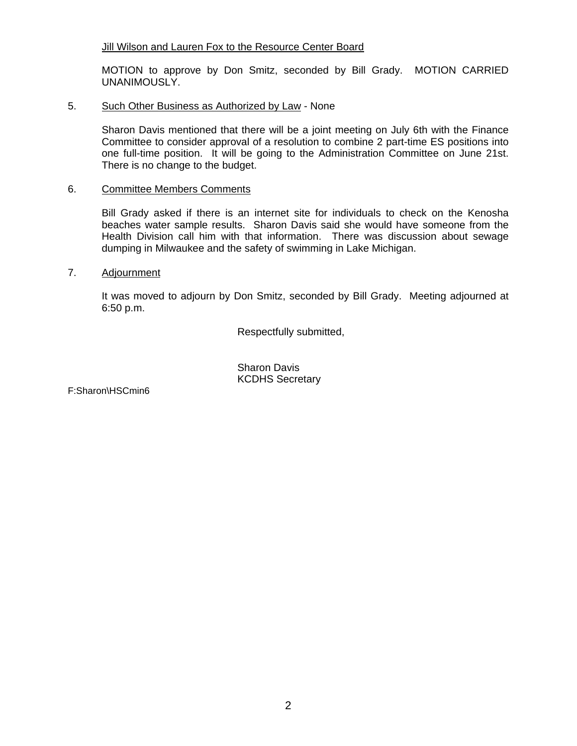Jill Wilson and Lauren Fox to the Resource Center Board

MOTION to approve by Don Smitz, seconded by Bill Grady. MOTION CARRIED UNANIMOUSLY.

5. Such Other Business as Authorized by Law - None

Sharon Davis mentioned that there will be a joint meeting on July 6th with the Finance Committee to consider approval of a resolution to combine 2 part-time ES positions into one full-time position. It will be going to the Administration Committee on June 21st. There is no change to the budget.

6. Committee Members Comments

Bill Grady asked if there is an internet site for individuals to check on the Kenosha beaches water sample results. Sharon Davis said she would have someone from the Health Division call him with that information. There was discussion about sewage dumping in Milwaukee and the safety of swimming in Lake Michigan.

7. Adjournment

It was moved to adjourn by Don Smitz, seconded by Bill Grady. Meeting adjourned at 6:50 p.m.

Respectfully submitted,

Sharon Davis
KCDHS Secretary

F:Sharon\HSCmin6